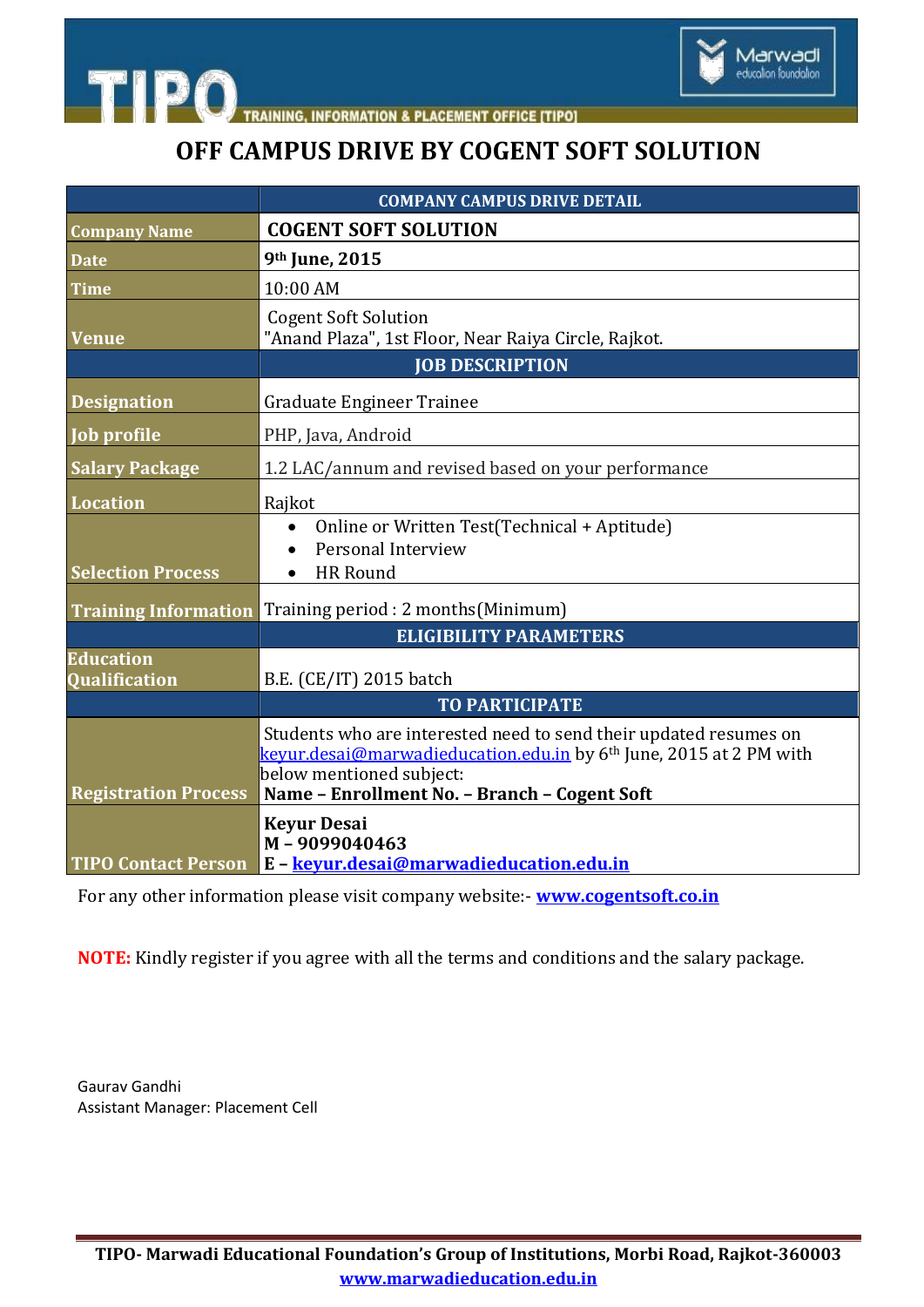TIPO TRAINING, INFORMATION & PLACEMENT OFFICE [TIPO]

Marwadi education foundation

# OFF CAMPUS DRIVE BY COGENT SOFT SOLUTION

| | COMPANY CAMPUS DRIVE DETAIL |
|---|---|
| Company Name | **COGENT SOFT SOLUTION** |
| Date | **9th June, 2015** |
| Time | 10:00 AM |
| Venue | Cogent Soft Solution<br>"Anand Plaza", 1st Floor, Near Raiya Circle, Rajkot. |
| | **JOB DESCRIPTION** |
| Designation | Graduate Engineer Trainee |
| Job profile | PHP, Java, Android |
| Salary Package | 1.2 LAC/annum and revised based on your performance |
| Location | Rajkot |
| Selection Process | • Online or Written Test(Technical + Aptitude)<br>• Personal Interview<br>• HR Round |
| Training Information | Training period : 2 months(Minimum) |
| | **ELIGIBILITY PARAMETERS** |
| Education Qualification | B.E. (CE/IT) 2015 batch |
| | **TO PARTICIPATE** |
| Registration Process | Students who are interested need to send their updated resumes on keyur.desai@marwadieducation.edu.in by 6th June, 2015 at 2 PM with below mentioned subject:<br>**Name – Enrollment No. – Branch – Cogent Soft** |
| TIPO Contact Person | **Keyur Desai**<br>**M – 9099040463**<br>**E – keyur.desai@marwadieducation.edu.in** |

For any other information please visit company website:- **www.cogentsoft.co.in**

**NOTE:** Kindly register if you agree with all the terms and conditions and the salary package.

Gaurav Gandhi
Assistant Manager: Placement Cell

**TIPO- Marwadi Educational Foundation's Group of Institutions, Morbi Road, Rajkot-360003**
**www.marwadieducation.edu.in**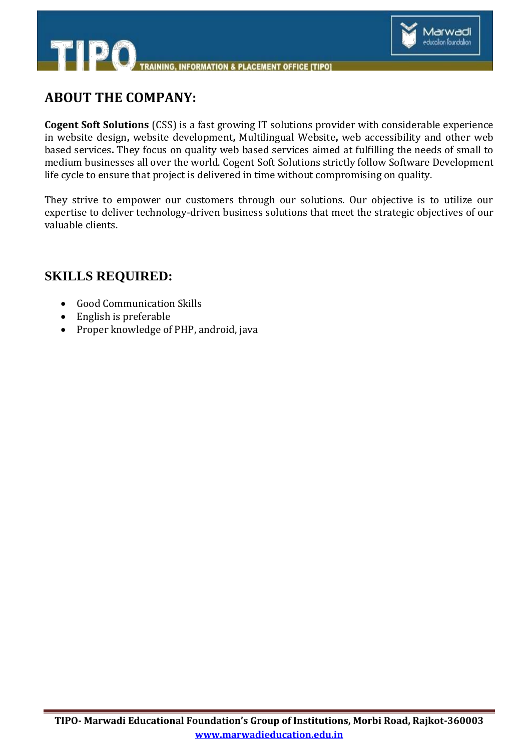## ABOUT THE COMPANY:

**Cogent Soft Solutions** (CSS) is a fast growing IT solutions provider with considerable experience in website design**,** website development**,** Multilingual Website**,** web accessibility and other web based services**.** They focus on quality web based services aimed at fulfilling the needs of small to medium businesses all over the world. Cogent Soft Solutions strictly follow Software Development life cycle to ensure that project is delivered in time without compromising on quality.

They strive to empower our customers through our solutions. Our objective is to utilize our expertise to deliver technology-driven business solutions that meet the strategic objectives of our valuable clients.

## SKILLS REQUIRED:

- Good Communication Skills
- English is preferable
- Proper knowledge of PHP, android, java